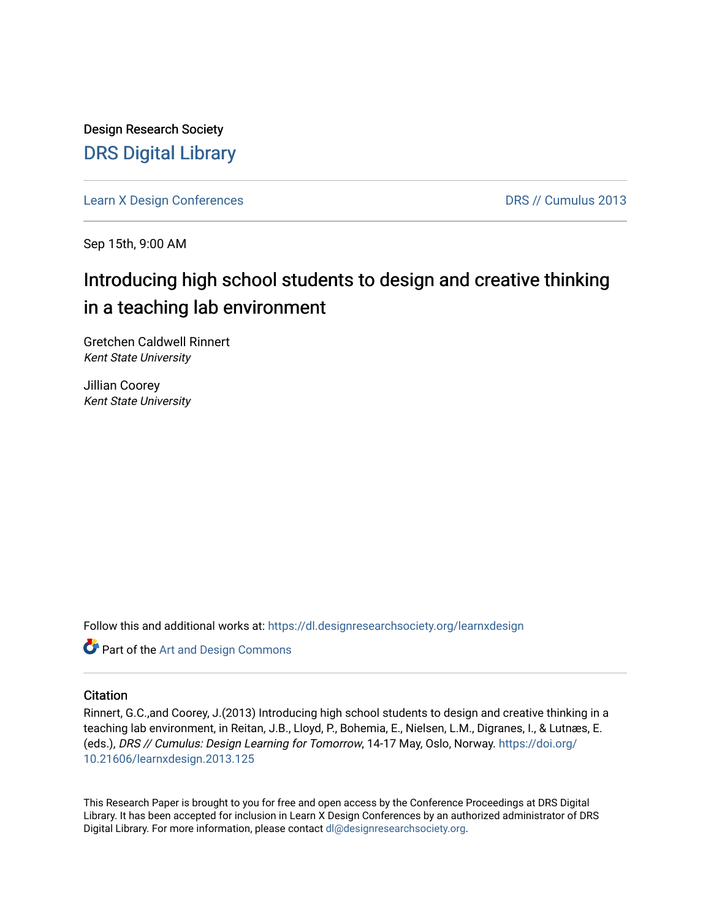Design Research Society

# DRS Digital Library

Learn X Design Conferences

DRS // Cumulus 2013

Sep 15th, 9:00 AM

## Introducing high school students to design and creative thinking in a teaching lab environment

Gretchen Caldwell Rinnert
*Kent State University*

Jillian Coorey
*Kent State University*

Follow this and additional works at: https://dl.designresearchsociety.org/learnxdesign

Part of the Art and Design Commons

### Citation

Rinnert, G.C.,and Coorey, J.(2013) Introducing high school students to design and creative thinking in a teaching lab environment, in Reitan, J.B., Lloyd, P., Bohemia, E., Nielsen, L.M., Digranes, I., & Lutnæs, E. (eds.), *DRS // Cumulus: Design Learning for Tomorrow*, 14-17 May, Oslo, Norway. https://doi.org/10.21606/learnxdesign.2013.125

This Research Paper is brought to you for free and open access by the Conference Proceedings at DRS Digital Library. It has been accepted for inclusion in Learn X Design Conferences by an authorized administrator of DRS Digital Library. For more information, please contact dl@designresearchsociety.org.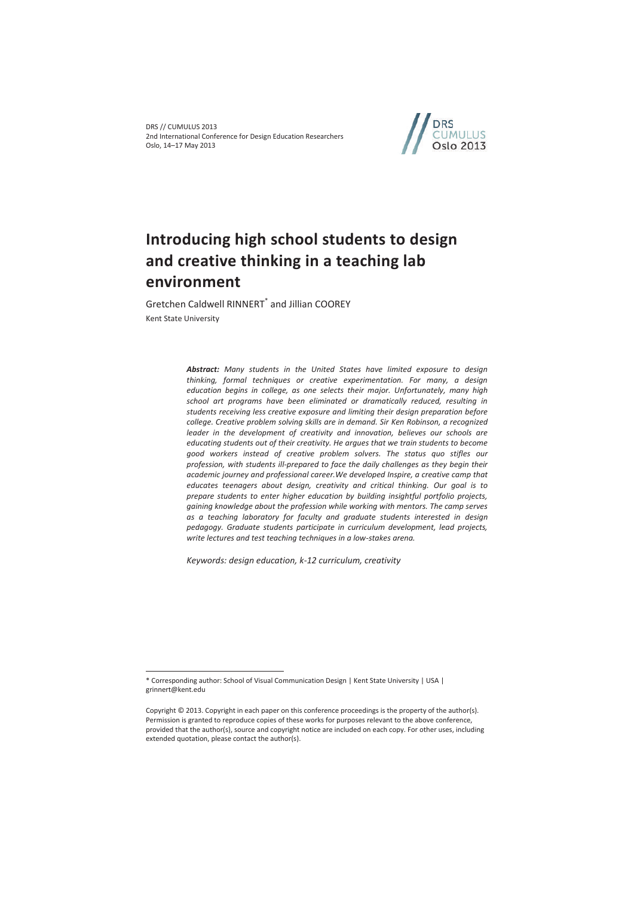# Introducing high school students to design and creative thinking in a teaching lab environment

Gretchen Caldwell RINNERT* and Jillian COOREY

Kent State University

***Abstract:*** *Many students in the United States have limited exposure to design thinking, formal techniques or creative experimentation. For many, a design education begins in college, as one selects their major. Unfortunately, many high school art programs have been eliminated or dramatically reduced, resulting in students receiving less creative exposure and limiting their design preparation before college. Creative problem solving skills are in demand. Sir Ken Robinson, a recognized leader in the development of creativity and innovation, believes our schools are educating students out of their creativity. He argues that we train students to become good workers instead of creative problem solvers. The status quo stifles our profession, with students ill-prepared to face the daily challenges as they begin their academic journey and professional career.We developed Inspire, a creative camp that educates teenagers about design, creativity and critical thinking. Our goal is to prepare students to enter higher education by building insightful portfolio projects, gaining knowledge about the profession while working with mentors. The camp serves as a teaching laboratory for faculty and graduate students interested in design pedagogy. Graduate students participate in curriculum development, lead projects, write lectures and test teaching techniques in a low-stakes arena.*

*Keywords: design education, k-12 curriculum, creativity*

---

\* Corresponding author: School of Visual Communication Design | Kent State University | USA | grinnert@kent.edu

Copyright © 2013. Copyright in each paper on this conference proceedings is the property of the author(s). Permission is granted to reproduce copies of these works for purposes relevant to the above conference, provided that the author(s), source and copyright notice are included on each copy. For other uses, including extended quotation, please contact the author(s).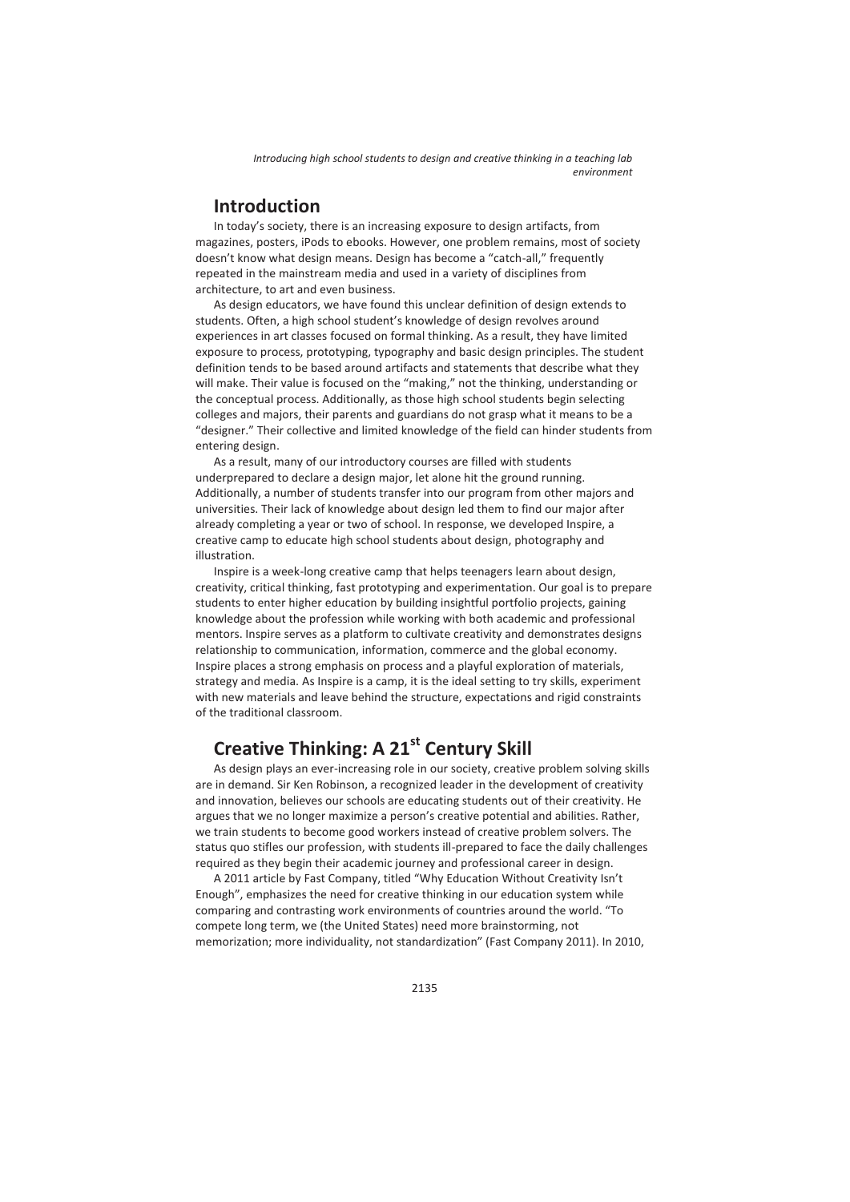## Introduction

In today's society, there is an increasing exposure to design artifacts, from magazines, posters, iPods to ebooks. However, one problem remains, most of society doesn't know what design means. Design has become a "catch-all," frequently repeated in the mainstream media and used in a variety of disciplines from architecture, to art and even business.

As design educators, we have found this unclear definition of design extends to students. Often, a high school student's knowledge of design revolves around experiences in art classes focused on formal thinking. As a result, they have limited exposure to process, prototyping, typography and basic design principles. The student definition tends to be based around artifacts and statements that describe what they will make. Their value is focused on the "making," not the thinking, understanding or the conceptual process. Additionally, as those high school students begin selecting colleges and majors, their parents and guardians do not grasp what it means to be a "designer." Their collective and limited knowledge of the field can hinder students from entering design.

As a result, many of our introductory courses are filled with students underprepared to declare a design major, let alone hit the ground running. Additionally, a number of students transfer into our program from other majors and universities. Their lack of knowledge about design led them to find our major after already completing a year or two of school. In response, we developed Inspire, a creative camp to educate high school students about design, photography and illustration.

Inspire is a week-long creative camp that helps teenagers learn about design, creativity, critical thinking, fast prototyping and experimentation. Our goal is to prepare students to enter higher education by building insightful portfolio projects, gaining knowledge about the profession while working with both academic and professional mentors. Inspire serves as a platform to cultivate creativity and demonstrates designs relationship to communication, information, commerce and the global economy. Inspire places a strong emphasis on process and a playful exploration of materials, strategy and media. As Inspire is a camp, it is the ideal setting to try skills, experiment with new materials and leave behind the structure, expectations and rigid constraints of the traditional classroom.

## Creative Thinking: A 21st Century Skill

As design plays an ever-increasing role in our society, creative problem solving skills are in demand. Sir Ken Robinson, a recognized leader in the development of creativity and innovation, believes our schools are educating students out of their creativity. He argues that we no longer maximize a person's creative potential and abilities. Rather, we train students to become good workers instead of creative problem solvers. The status quo stifles our profession, with students ill-prepared to face the daily challenges required as they begin their academic journey and professional career in design.

A 2011 article by Fast Company, titled "Why Education Without Creativity Isn't Enough", emphasizes the need for creative thinking in our education system while comparing and contrasting work environments of countries around the world. "To compete long term, we (the United States) need more brainstorming, not memorization; more individuality, not standardization" (Fast Company 2011). In 2010,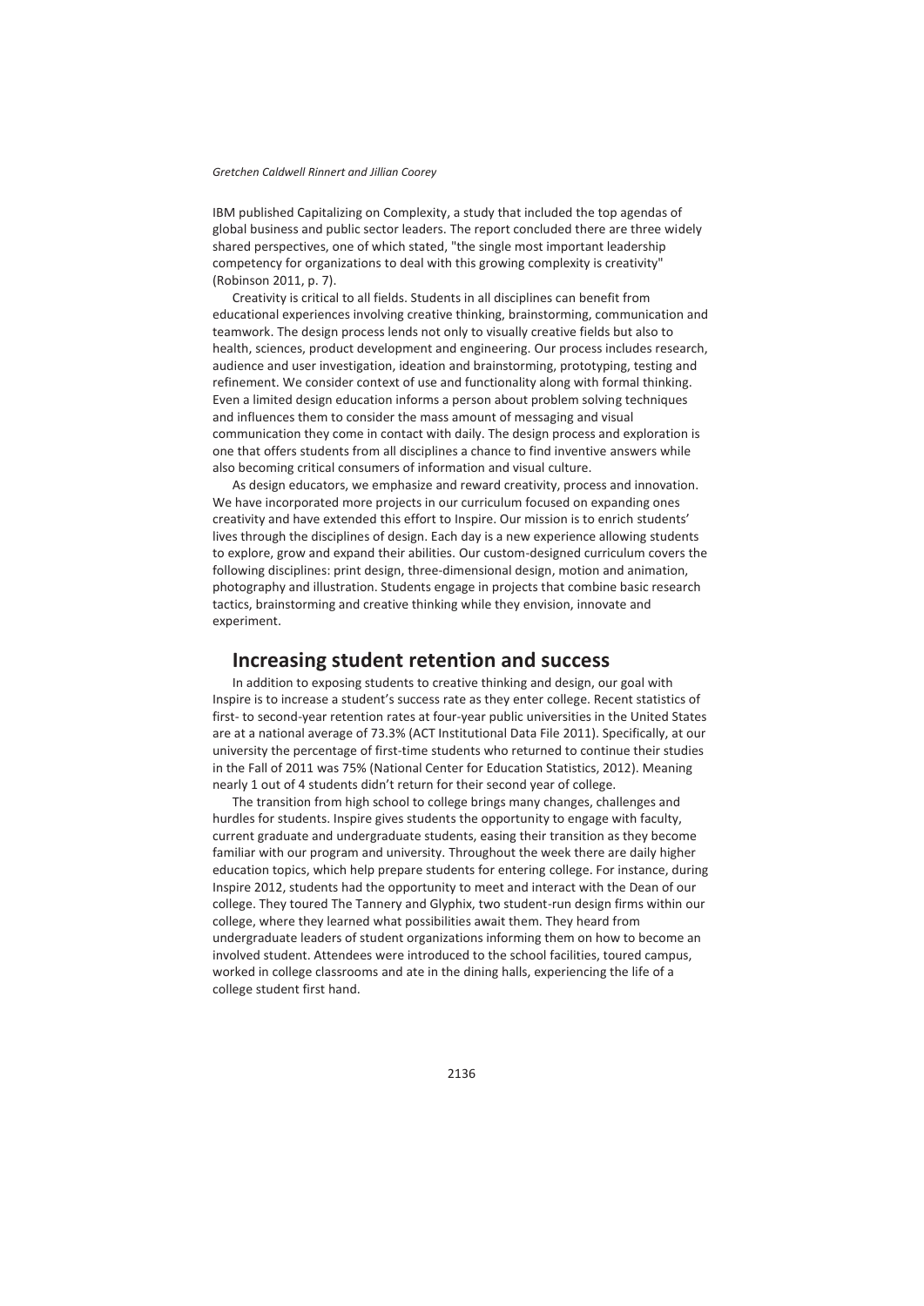IBM published Capitalizing on Complexity, a study that included the top agendas of global business and public sector leaders. The report concluded there are three widely shared perspectives, one of which stated, "the single most important leadership competency for organizations to deal with this growing complexity is creativity" (Robinson 2011, p. 7).

Creativity is critical to all fields. Students in all disciplines can benefit from educational experiences involving creative thinking, brainstorming, communication and teamwork. The design process lends not only to visually creative fields but also to health, sciences, product development and engineering. Our process includes research, audience and user investigation, ideation and brainstorming, prototyping, testing and refinement. We consider context of use and functionality along with formal thinking. Even a limited design education informs a person about problem solving techniques and influences them to consider the mass amount of messaging and visual communication they come in contact with daily. The design process and exploration is one that offers students from all disciplines a chance to find inventive answers while also becoming critical consumers of information and visual culture.

As design educators, we emphasize and reward creativity, process and innovation. We have incorporated more projects in our curriculum focused on expanding ones creativity and have extended this effort to Inspire. Our mission is to enrich students' lives through the disciplines of design. Each day is a new experience allowing students to explore, grow and expand their abilities. Our custom-designed curriculum covers the following disciplines: print design, three-dimensional design, motion and animation, photography and illustration. Students engage in projects that combine basic research tactics, brainstorming and creative thinking while they envision, innovate and experiment.

## Increasing student retention and success

In addition to exposing students to creative thinking and design, our goal with Inspire is to increase a student's success rate as they enter college. Recent statistics of first- to second-year retention rates at four-year public universities in the United States are at a national average of 73.3% (ACT Institutional Data File 2011). Specifically, at our university the percentage of first-time students who returned to continue their studies in the Fall of 2011 was 75% (National Center for Education Statistics, 2012). Meaning nearly 1 out of 4 students didn't return for their second year of college.

The transition from high school to college brings many changes, challenges and hurdles for students. Inspire gives students the opportunity to engage with faculty, current graduate and undergraduate students, easing their transition as they become familiar with our program and university. Throughout the week there are daily higher education topics, which help prepare students for entering college. For instance, during Inspire 2012, students had the opportunity to meet and interact with the Dean of our college. They toured The Tannery and Glyphix, two student-run design firms within our college, where they learned what possibilities await them. They heard from undergraduate leaders of student organizations informing them on how to become an involved student. Attendees were introduced to the school facilities, toured campus, worked in college classrooms and ate in the dining halls, experiencing the life of a college student first hand.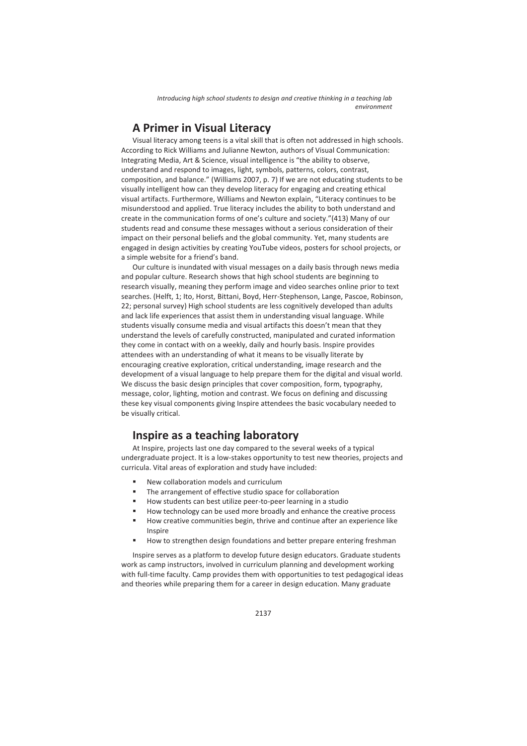## A Primer in Visual Literacy

Visual literacy among teens is a vital skill that is often not addressed in high schools. According to Rick Williams and Julianne Newton, authors of Visual Communication: Integrating Media, Art & Science, visual intelligence is "the ability to observe, understand and respond to images, light, symbols, patterns, colors, contrast, composition, and balance." (Williams 2007, p. 7) If we are not educating students to be visually intelligent how can they develop literacy for engaging and creating ethical visual artifacts. Furthermore, Williams and Newton explain, "Literacy continues to be misunderstood and applied. True literacy includes the ability to both understand and create in the communication forms of one's culture and society."(413) Many of our students read and consume these messages without a serious consideration of their impact on their personal beliefs and the global community. Yet, many students are engaged in design activities by creating YouTube videos, posters for school projects, or a simple website for a friend's band.

Our culture is inundated with visual messages on a daily basis through news media and popular culture. Research shows that high school students are beginning to research visually, meaning they perform image and video searches online prior to text searches. (Helft, 1; Ito, Horst, Bittani, Boyd, Herr-Stephenson, Lange, Pascoe, Robinson, 22; personal survey) High school students are less cognitively developed than adults and lack life experiences that assist them in understanding visual language. While students visually consume media and visual artifacts this doesn't mean that they understand the levels of carefully constructed, manipulated and curated information they come in contact with on a weekly, daily and hourly basis. Inspire provides attendees with an understanding of what it means to be visually literate by encouraging creative exploration, critical understanding, image research and the development of a visual language to help prepare them for the digital and visual world. We discuss the basic design principles that cover composition, form, typography, message, color, lighting, motion and contrast. We focus on defining and discussing these key visual components giving Inspire attendees the basic vocabulary needed to be visually critical.

## Inspire as a teaching laboratory

At Inspire, projects last one day compared to the several weeks of a typical undergraduate project. It is a low-stakes opportunity to test new theories, projects and curricula. Vital areas of exploration and study have included:

- New collaboration models and curriculum
- The arrangement of effective studio space for collaboration
- How students can best utilize peer-to-peer learning in a studio
- How technology can be used more broadly and enhance the creative process
- How creative communities begin, thrive and continue after an experience like Inspire
- How to strengthen design foundations and better prepare entering freshman

Inspire serves as a platform to develop future design educators. Graduate students work as camp instructors, involved in curriculum planning and development working with full-time faculty. Camp provides them with opportunities to test pedagogical ideas and theories while preparing them for a career in design education. Many graduate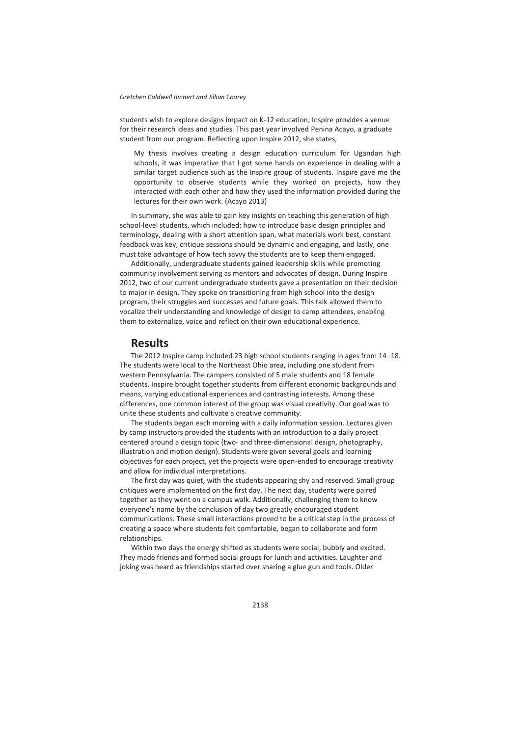students wish to explore designs impact on K-12 education, Inspire provides a venue for their research ideas and studies. This past year involved Penina Acayo, a graduate student from our program. Reflecting upon Inspire 2012, she states,

> My thesis involves creating a design education curriculum for Ugandan high schools, it was imperative that I got some hands on experience in dealing with a similar target audience such as the Inspire group of students. Inspire gave me the opportunity to observe students while they worked on projects, how they interacted with each other and how they used the information provided during the lectures for their own work. (Acayo 2013)

In summary, she was able to gain key insights on teaching this generation of high school-level students, which included: how to introduce basic design principles and terminology, dealing with a short attention span, what materials work best, constant feedback was key, critique sessions should be dynamic and engaging, and lastly, one must take advantage of how tech savvy the students are to keep them engaged.

Additionally, undergraduate students gained leadership skills while promoting community involvement serving as mentors and advocates of design. During Inspire 2012, two of our current undergraduate students gave a presentation on their decision to major in design. They spoke on transitioning from high school into the design program, their struggles and successes and future goals. This talk allowed them to vocalize their understanding and knowledge of design to camp attendees, enabling them to externalize, voice and reflect on their own educational experience.

## Results

The 2012 Inspire camp included 23 high school students ranging in ages from 14–18. The students were local to the Northeast Ohio area, including one student from western Pennsylvania. The campers consisted of 5 male students and 18 female students. Inspire brought together students from different economic backgrounds and means, varying educational experiences and contrasting interests. Among these differences, one common interest of the group was visual creativity. Our goal was to unite these students and cultivate a creative community.

The students began each morning with a daily information session. Lectures given by camp instructors provided the students with an introduction to a daily project centered around a design topic (two- and three-dimensional design, photography, illustration and motion design). Students were given several goals and learning objectives for each project, yet the projects were open-ended to encourage creativity and allow for individual interpretations.

The first day was quiet, with the students appearing shy and reserved. Small group critiques were implemented on the first day. The next day, students were paired together as they went on a campus walk. Additionally, challenging them to know everyone's name by the conclusion of day two greatly encouraged student communications. These small interactions proved to be a critical step in the process of creating a space where students felt comfortable, began to collaborate and form relationships.

Within two days the energy shifted as students were social, bubbly and excited. They made friends and formed social groups for lunch and activities. Laughter and joking was heard as friendships started over sharing a glue gun and tools. Older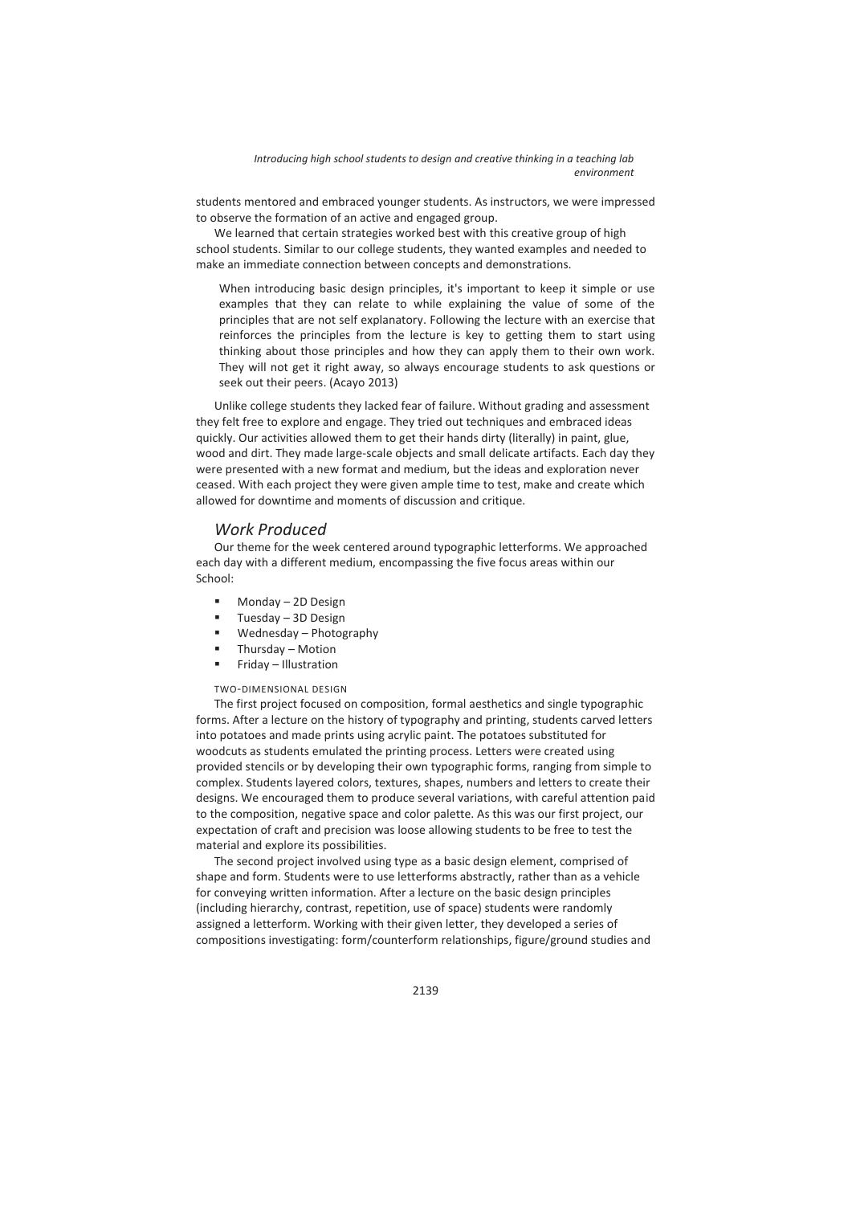students mentored and embraced younger students. As instructors, we were impressed to observe the formation of an active and engaged group.

We learned that certain strategies worked best with this creative group of high school students. Similar to our college students, they wanted examples and needed to make an immediate connection between concepts and demonstrations.

> When introducing basic design principles, it's important to keep it simple or use examples that they can relate to while explaining the value of some of the principles that are not self explanatory. Following the lecture with an exercise that reinforces the principles from the lecture is key to getting them to start using thinking about those principles and how they can apply them to their own work. They will not get it right away, so always encourage students to ask questions or seek out their peers. (Acayo 2013)

Unlike college students they lacked fear of failure. Without grading and assessment they felt free to explore and engage. They tried out techniques and embraced ideas quickly. Our activities allowed them to get their hands dirty (literally) in paint, glue, wood and dirt. They made large-scale objects and small delicate artifacts. Each day they were presented with a new format and medium, but the ideas and exploration never ceased. With each project they were given ample time to test, make and create which allowed for downtime and moments of discussion and critique.

## *Work Produced*

Our theme for the week centered around typographic letterforms. We approached each day with a different medium, encompassing the five focus areas within our School:

- Monday – 2D Design
- Tuesday – 3D Design
- Wednesday – Photography
- Thursday – Motion
- Friday – Illustration

#### TWO-DIMENSIONAL DESIGN

The first project focused on composition, formal aesthetics and single typographic forms. After a lecture on the history of typography and printing, students carved letters into potatoes and made prints using acrylic paint. The potatoes substituted for woodcuts as students emulated the printing process. Letters were created using provided stencils or by developing their own typographic forms, ranging from simple to complex. Students layered colors, textures, shapes, numbers and letters to create their designs. We encouraged them to produce several variations, with careful attention paid to the composition, negative space and color palette. As this was our first project, our expectation of craft and precision was loose allowing students to be free to test the material and explore its possibilities.

The second project involved using type as a basic design element, comprised of shape and form. Students were to use letterforms abstractly, rather than as a vehicle for conveying written information. After a lecture on the basic design principles (including hierarchy, contrast, repetition, use of space) students were randomly assigned a letterform. Working with their given letter, they developed a series of compositions investigating: form/counterform relationships, figure/ground studies and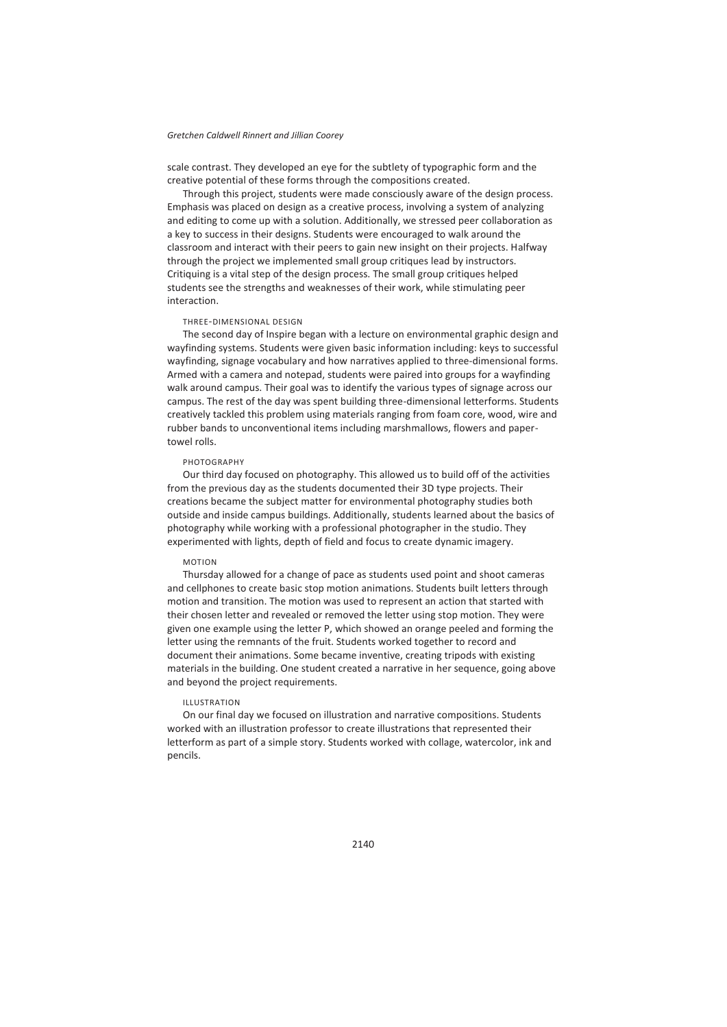scale contrast. They developed an eye for the subtlety of typographic form and the creative potential of these forms through the compositions created.

Through this project, students were made consciously aware of the design process. Emphasis was placed on design as a creative process, involving a system of analyzing and editing to come up with a solution. Additionally, we stressed peer collaboration as a key to success in their designs. Students were encouraged to walk around the classroom and interact with their peers to gain new insight on their projects. Halfway through the project we implemented small group critiques lead by instructors. Critiquing is a vital step of the design process. The small group critiques helped students see the strengths and weaknesses of their work, while stimulating peer interaction.

### THREE-DIMENSIONAL DESIGN

The second day of Inspire began with a lecture on environmental graphic design and wayfinding systems. Students were given basic information including: keys to successful wayfinding, signage vocabulary and how narratives applied to three-dimensional forms. Armed with a camera and notepad, students were paired into groups for a wayfinding walk around campus. Their goal was to identify the various types of signage across our campus. The rest of the day was spent building three-dimensional letterforms. Students creatively tackled this problem using materials ranging from foam core, wood, wire and rubber bands to unconventional items including marshmallows, flowers and paper-towel rolls.

### PHOTOGRAPHY

Our third day focused on photography. This allowed us to build off of the activities from the previous day as the students documented their 3D type projects. Their creations became the subject matter for environmental photography studies both outside and inside campus buildings. Additionally, students learned about the basics of photography while working with a professional photographer in the studio. They experimented with lights, depth of field and focus to create dynamic imagery.

### MOTION

Thursday allowed for a change of pace as students used point and shoot cameras and cellphones to create basic stop motion animations. Students built letters through motion and transition. The motion was used to represent an action that started with their chosen letter and revealed or removed the letter using stop motion. They were given one example using the letter P, which showed an orange peeled and forming the letter using the remnants of the fruit. Students worked together to record and document their animations. Some became inventive, creating tripods with existing materials in the building. One student created a narrative in her sequence, going above and beyond the project requirements.

### ILLUSTRATION

On our final day we focused on illustration and narrative compositions. Students worked with an illustration professor to create illustrations that represented their letterform as part of a simple story. Students worked with collage, watercolor, ink and pencils.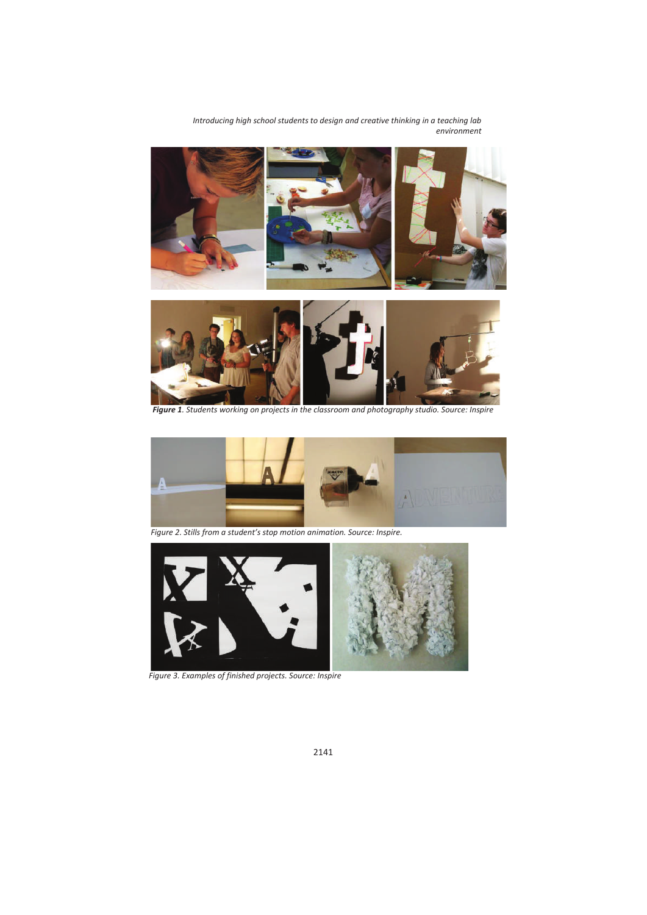***Figure 1****. Students working on projects in the classroom and photography studio. Source: Inspire*

*Figure 2. Stills from a student's stop motion animation. Source: Inspire.*

*Figure 3. Examples of finished projects. Source: Inspire*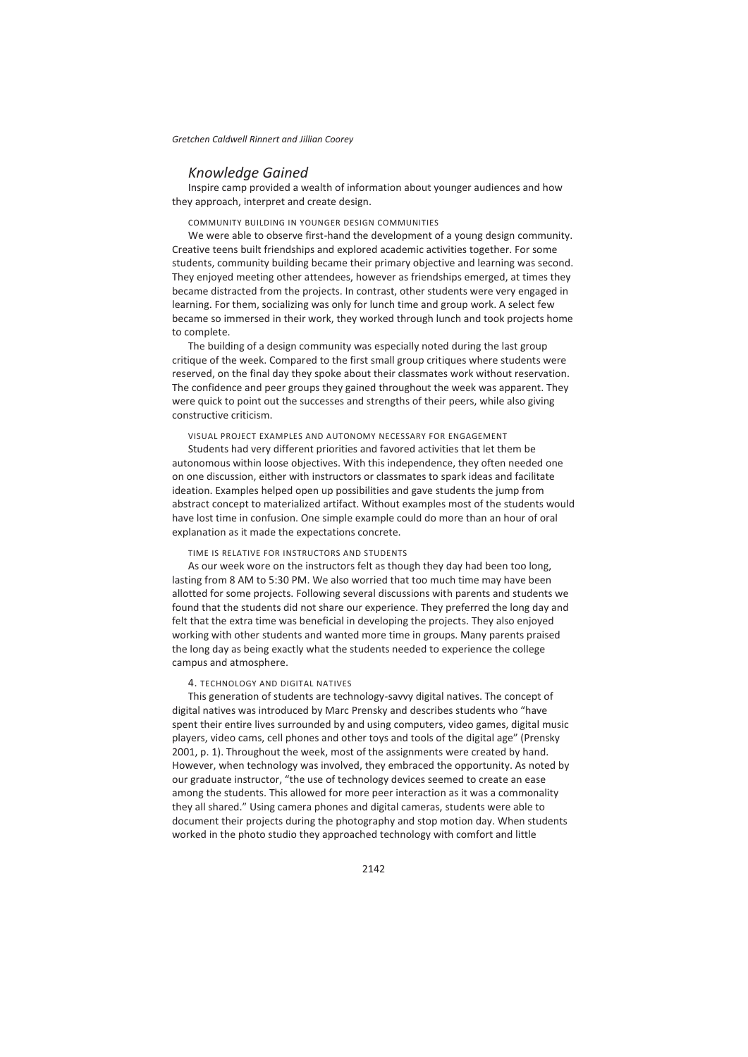## *Knowledge Gained*

Inspire camp provided a wealth of information about younger audiences and how they approach, interpret and create design.

### COMMUNITY BUILDING IN YOUNGER DESIGN COMMUNITIES

We were able to observe first-hand the development of a young design community. Creative teens built friendships and explored academic activities together. For some students, community building became their primary objective and learning was second. They enjoyed meeting other attendees, however as friendships emerged, at times they became distracted from the projects. In contrast, other students were very engaged in learning. For them, socializing was only for lunch time and group work. A select few became so immersed in their work, they worked through lunch and took projects home to complete.

The building of a design community was especially noted during the last group critique of the week. Compared to the first small group critiques where students were reserved, on the final day they spoke about their classmates work without reservation. The confidence and peer groups they gained throughout the week was apparent. They were quick to point out the successes and strengths of their peers, while also giving constructive criticism.

### VISUAL PROJECT EXAMPLES AND AUTONOMY NECESSARY FOR ENGAGEMENT

Students had very different priorities and favored activities that let them be autonomous within loose objectives. With this independence, they often needed one on one discussion, either with instructors or classmates to spark ideas and facilitate ideation. Examples helped open up possibilities and gave students the jump from abstract concept to materialized artifact. Without examples most of the students would have lost time in confusion. One simple example could do more than an hour of oral explanation as it made the expectations concrete.

### TIME IS RELATIVE FOR INSTRUCTORS AND STUDENTS

As our week wore on the instructors felt as though they day had been too long, lasting from 8 AM to 5:30 PM. We also worried that too much time may have been allotted for some projects. Following several discussions with parents and students we found that the students did not share our experience. They preferred the long day and felt that the extra time was beneficial in developing the projects. They also enjoyed working with other students and wanted more time in groups. Many parents praised the long day as being exactly what the students needed to experience the college campus and atmosphere.

### 4. TECHNOLOGY AND DIGITAL NATIVES

This generation of students are technology-savvy digital natives. The concept of digital natives was introduced by Marc Prensky and describes students who "have spent their entire lives surrounded by and using computers, video games, digital music players, video cams, cell phones and other toys and tools of the digital age" (Prensky 2001, p. 1). Throughout the week, most of the assignments were created by hand. However, when technology was involved, they embraced the opportunity. As noted by our graduate instructor, "the use of technology devices seemed to create an ease among the students. This allowed for more peer interaction as it was a commonality they all shared." Using camera phones and digital cameras, students were able to document their projects during the photography and stop motion day. When students worked in the photo studio they approached technology with comfort and little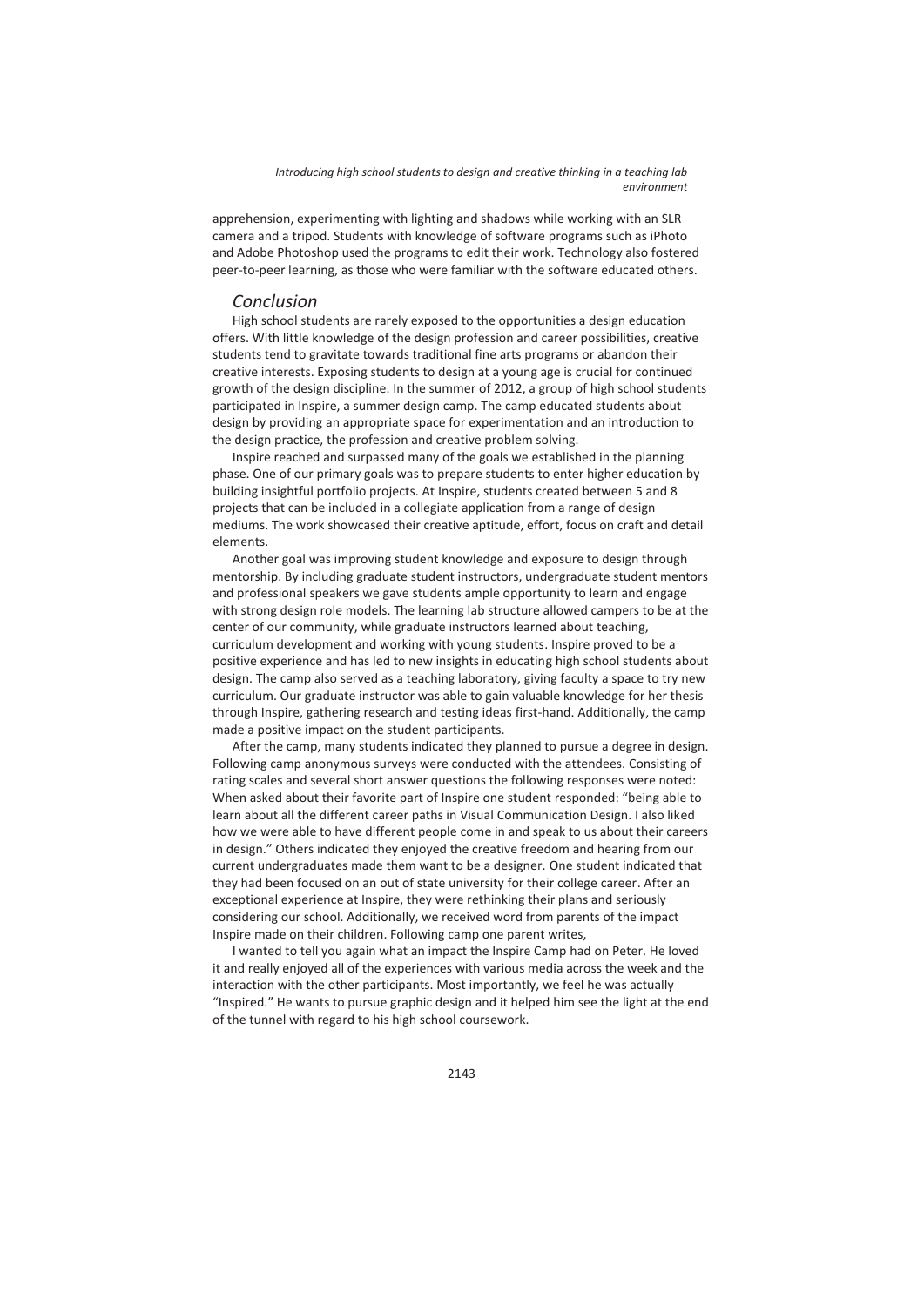apprehension, experimenting with lighting and shadows while working with an SLR camera and a tripod. Students with knowledge of software programs such as iPhoto and Adobe Photoshop used the programs to edit their work. Technology also fostered peer-to-peer learning, as those who were familiar with the software educated others.

## *Conclusion*

High school students are rarely exposed to the opportunities a design education offers. With little knowledge of the design profession and career possibilities, creative students tend to gravitate towards traditional fine arts programs or abandon their creative interests. Exposing students to design at a young age is crucial for continued growth of the design discipline. In the summer of 2012, a group of high school students participated in Inspire, a summer design camp. The camp educated students about design by providing an appropriate space for experimentation and an introduction to the design practice, the profession and creative problem solving.

Inspire reached and surpassed many of the goals we established in the planning phase. One of our primary goals was to prepare students to enter higher education by building insightful portfolio projects. At Inspire, students created between 5 and 8 projects that can be included in a collegiate application from a range of design mediums. The work showcased their creative aptitude, effort, focus on craft and detail elements.

Another goal was improving student knowledge and exposure to design through mentorship. By including graduate student instructors, undergraduate student mentors and professional speakers we gave students ample opportunity to learn and engage with strong design role models. The learning lab structure allowed campers to be at the center of our community, while graduate instructors learned about teaching, curriculum development and working with young students. Inspire proved to be a positive experience and has led to new insights in educating high school students about design. The camp also served as a teaching laboratory, giving faculty a space to try new curriculum. Our graduate instructor was able to gain valuable knowledge for her thesis through Inspire, gathering research and testing ideas first-hand. Additionally, the camp made a positive impact on the student participants.

After the camp, many students indicated they planned to pursue a degree in design. Following camp anonymous surveys were conducted with the attendees. Consisting of rating scales and several short answer questions the following responses were noted: When asked about their favorite part of Inspire one student responded: "being able to learn about all the different career paths in Visual Communication Design. I also liked how we were able to have different people come in and speak to us about their careers in design." Others indicated they enjoyed the creative freedom and hearing from our current undergraduates made them want to be a designer. One student indicated that they had been focused on an out of state university for their college career. After an exceptional experience at Inspire, they were rethinking their plans and seriously considering our school. Additionally, we received word from parents of the impact Inspire made on their children. Following camp one parent writes,

I wanted to tell you again what an impact the Inspire Camp had on Peter. He loved it and really enjoyed all of the experiences with various media across the week and the interaction with the other participants. Most importantly, we feel he was actually "Inspired." He wants to pursue graphic design and it helped him see the light at the end of the tunnel with regard to his high school coursework.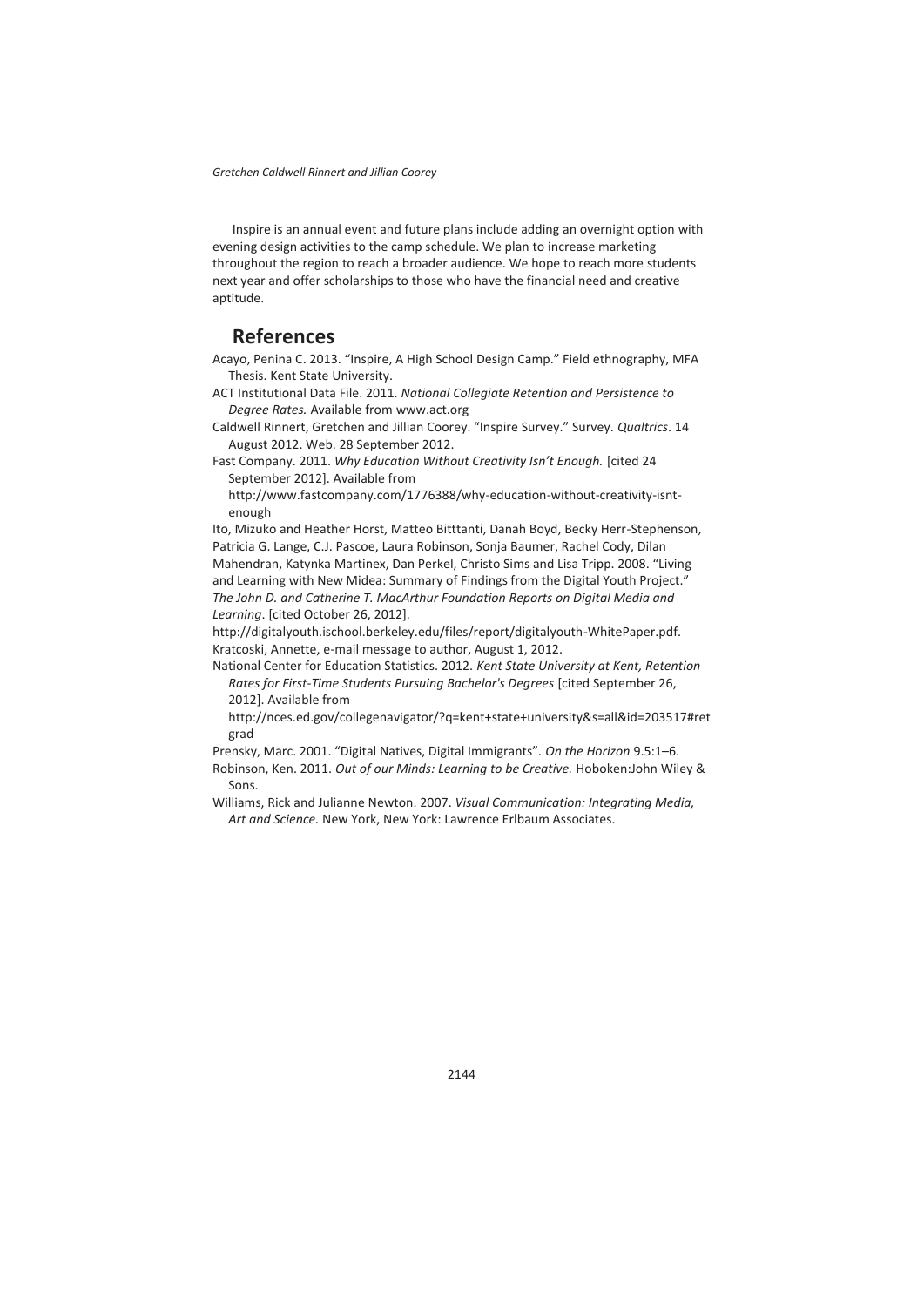Inspire is an annual event and future plans include adding an overnight option with evening design activities to the camp schedule. We plan to increase marketing throughout the region to reach a broader audience. We hope to reach more students next year and offer scholarships to those who have the financial need and creative aptitude.

## References

Acayo, Penina C. 2013. "Inspire, A High School Design Camp." Field ethnography, MFA Thesis. Kent State University.

ACT Institutional Data File. 2011. *National Collegiate Retention and Persistence to Degree Rates.* Available from www.act.org

Caldwell Rinnert, Gretchen and Jillian Coorey. "Inspire Survey." Survey. *Qualtrics*. 14 August 2012. Web. 28 September 2012.

Fast Company. 2011. *Why Education Without Creativity Isn't Enough.* [cited 24 September 2012]. Available from http://www.fastcompany.com/1776388/why-education-without-creativity-isnt-enough

Ito, Mizuko and Heather Horst, Matteo Bitttanti, Danah Boyd, Becky Herr-Stephenson, Patricia G. Lange, C.J. Pascoe, Laura Robinson, Sonja Baumer, Rachel Cody, Dilan Mahendran, Katynka Martinex, Dan Perkel, Christo Sims and Lisa Tripp. 2008. "Living and Learning with New Midea: Summary of Findings from the Digital Youth Project." *The John D. and Catherine T. MacArthur Foundation Reports on Digital Media and Learning*. [cited October 26, 2012]. http://digitalyouth.ischool.berkeley.edu/files/report/digitalyouth-WhitePaper.pdf.

Kratcoski, Annette, e-mail message to author, August 1, 2012.

National Center for Education Statistics. 2012. *Kent State University at Kent, Retention Rates for First-Time Students Pursuing Bachelor's Degrees* [cited September 26, 2012]. Available from http://nces.ed.gov/collegenavigator/?q=kent+state+university&s=all&id=203517#retgrad

Prensky, Marc. 2001. "Digital Natives, Digital Immigrants". *On the Horizon* 9.5:1–6.

Robinson, Ken. 2011. *Out of our Minds: Learning to be Creative.* Hoboken:John Wiley & Sons.

Williams, Rick and Julianne Newton. 2007. *Visual Communication: Integrating Media, Art and Science.* New York, New York: Lawrence Erlbaum Associates.